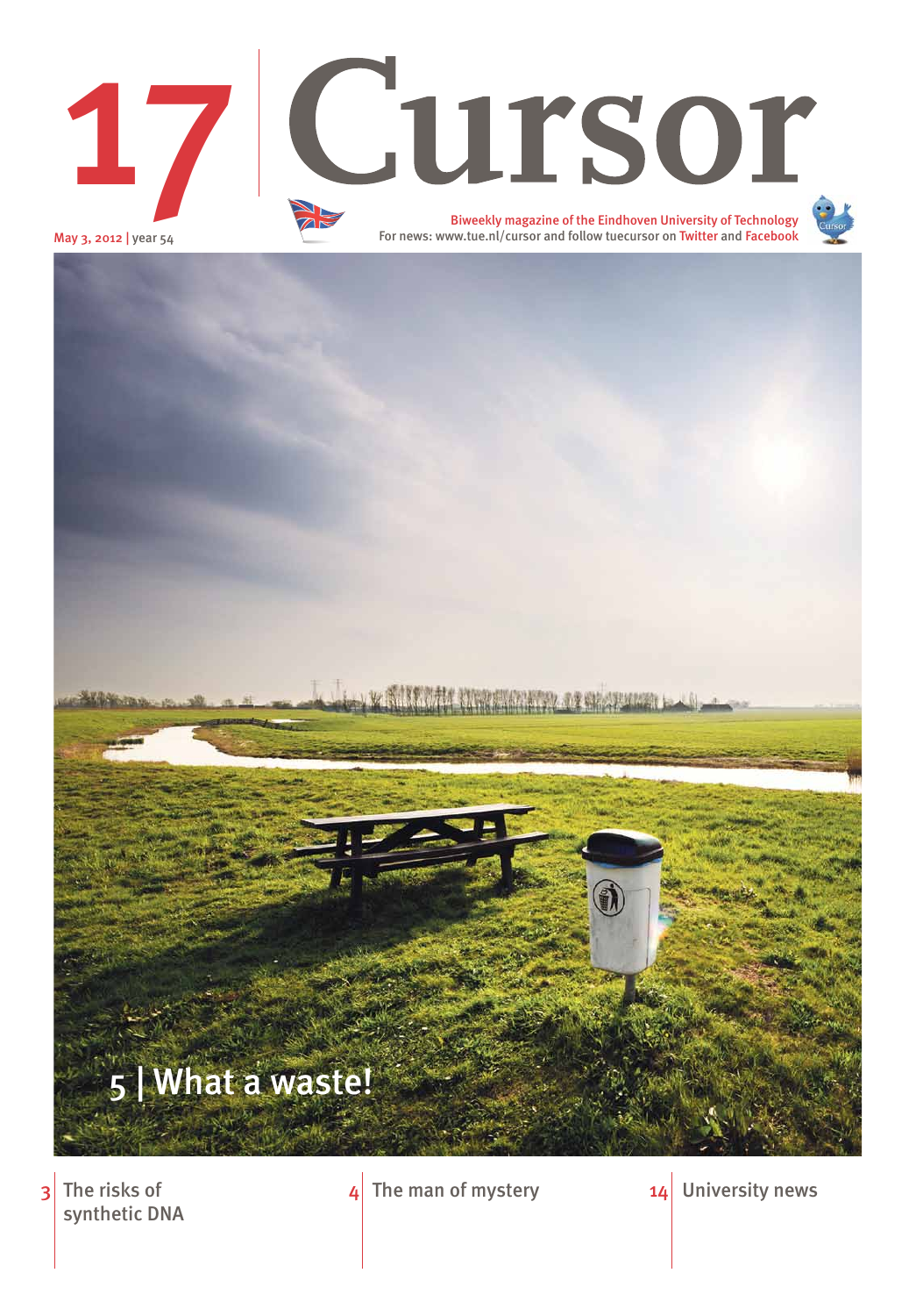# 17 Cursor

May 3, 2012 | year 54

Biweekly magazine of the Eindhoven University of Technology
For news: www.tue.nl/cursor and follow tuecursor on Twitter and Facebook

## 5 | What a waste!

3 The risks of synthetic DNA

4 The man of mystery

14 University news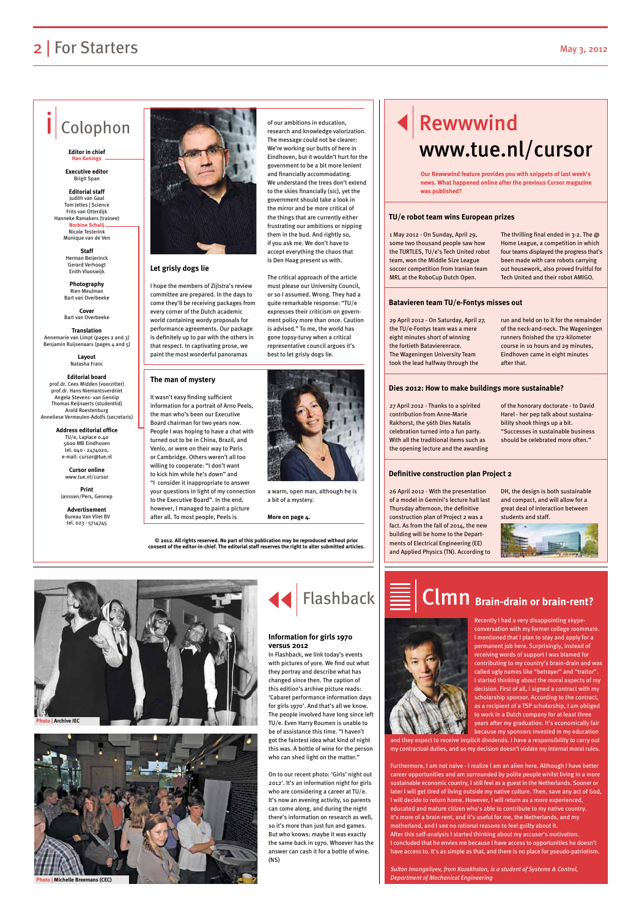# Colophon

**Editor in chief**
Han Konings

**Executive editor**
Brigit Span

**Editorial staff**
Judith van Gaal
Tom Jeltes | Science
Frits van Otterdijk
Hanneke Ramakers (trainee)
Norbine Schalij
Nicole Testerink
Monique van de Ven

**Staff**
Herman Beijerinck
Gerard Verhoogt
Enith Vlooswijk

**Photography**
Rien Meulman
Bart van Overbeeke

**Cover**
Bart van Overbeeke

**Translation**
Annemarie van Limpt (pages 2 and 3)
Benjamin Ruijsenaars (pages 4 and 5)

**Layout**
Natasha Franc

**Editorial board**
prof.dr. Cees Midden (voorzitter)
prof.dr. Hans Niemantsverdriet
Angela Stevens- van Gennip
Thomas Reijnaerts (studentlid)
Arold Roestenburg
Anneliese Vermeulen-Adolfs (secretaris)

**Address editorial office**
TU/e, Laplace 0.40
5600 MB Eindhoven
tel. 040 - 2474020,
e-mail: cursor@tue.nl

**Cursor online**
www.tue.nl/cursor

**Print**
Janssen/Pers, Gennep

**Advertisement**
Bureau Van Vliet BV
tel. 023 - 5714745

## Let grisly dogs lie

I hope the members of Zijlstra's review committee are prepared. In the days to come they'll be receiving packages from every corner of the Dutch academic world containing wordy proposals for performance agreements. Our package is definitely up to par with the others in that respect. In captivating prose, we paint the most wonderful panoramas of our ambitions in education, research and knowledge valorization. The message could not be clearer: We're working our butts of here in Eindhoven, but it wouldn't hurt for the government to be a bit more lenient and financially accommodating.
We understand the trees don't extend to the skies financially (sic), yet the government should take a look in the mirror and be more critical of the things that are currently either frustrating our ambitions or nipping them in the bud. And rightly so, if you ask me. We don't have to accept everything the chaos that is Den Haag present us with.

The critical approach of the article must please our University Council, or so I assumed. Wrong. They had a quite remarkable response: "TU/e expresses their criticism on government policy more than once. Caution is advised." To me, the world has gone topsy-turvy when a critical representative council argues it's best to let grisly dogs lie.

## The man of mystery

It wasn't easy finding sufficient information for a portrait of Arno Peels, the man who's been our Executive Board chairman for two years now. People I was hoping to have a chat with turned out to be in China, Brazil, and Venlo, or were on their way to Paris or Cambridge. Others weren't all too willing to cooperate: "I don't want to kick him while he's down" and "I consider it inappropriate to answer your questions in light of my connection to the Executive Board". In the end, however, I managed to paint a picture after all. To most people, Peels is a warm, open man, although he is a bit of a mystery.

**More on page 4.**

**© 2012. All rights reserved. No part of this publication may be reproduced without prior consent of the editor-in-chief. The editorial staff reserves the right to alter submitted articles.**

# Rewwwind www.tue.nl/cursor

**Our Rewwwind feature provides you with snippets of last week's news. What happened online after the previous Cursor magazine was published?**

### TU/e robot team wins European prizes

1 May 2012 - On Sunday, April 29, some two thousand people saw how the TURTLES, TU/e's Tech United robot team, won the Middle Size League soccer competition from Iranian team MRL at the RoboCup Dutch Open. The thrilling final ended in 3-2. The @ Home League, a competition in which four teams displayed the progress that's been made with care robots carrying out housework, also proved fruitful for Tech United and their robot AMIGO.

### Batavieren team TU/e-Fontys misses out

29 April 2012 - On Saturday, April 27, the TU/e-Fontys team was a mere eight minutes short of winning the fortieth Batavierenrace. The Wageningen University Team took the lead halfway through the run and held on to it for the remainder of the neck-and-neck. The Wageningen runners finished the 172-kilometer course in 10 hours and 29 minutes, Eindhoven came in eight minutes after that.

### Dies 2012: How to make buildings more sustainable?

27 April 2012 - Thanks to a spirited contribution from Anne-Marie Rakhorst, the 56th Dies Natalis celebration turned into a fun party. With all the traditional items such as the opening lecture and the awarding of the honorary doctorate - to David Harel - her pep talk about sustainability shook things up a bit. "Successes in sustainable business should be celebrated more often."

### Definitive construction plan Project 2

26 April 2012 - With the presentation of a model in Gemini's lecture hall last Thursday afternoon, the definitive construction plan of Project 2 was a fact. As from the fall of 2014, the new building will be home to the Departments of Electrical Engineering (EE) and Applied Physics (TN). According to DH, the design is both sustainable and compact, and will allow for a great deal of interaction between students and staff.

Photo | Archive IEC

Photo | Michelle Breemans (CEC)

# Flashback

### Information for girls 1970 versus 2012

In Flashback, we link today's events with pictures of yore. We find out what they portray and describe what has changed since then. The caption of this edition's archive picture reads: 'Cabaret performance information days for girls 1970'. And that's all we know. The people involved have long since left TU/e. Even Harry Roumen is unable to be of assistance this time. "I haven't got the faintest idea what kind of night this was. A bottle of wine for the person who can shed light on the matter."

On to our recent photo: 'Girls' night out 2012'. It's an information night for girls who are considering a career at TU/e. It's now an evening activity, so parents can come along, and during the night there's information on research as well, so it's more than just fun and games. But who knows: maybe it was exactly the same back in 1970. Whoever has the answer can cash it for a bottle of wine. (NS)

# Clmn Brain-drain or brain-rent?

Recently I had a very disappointing skype-conversation with my former college roommate. I mentioned that I plan to stay and apply for a permanent job here. Surprisingly, instead of receiving words of support I was blamed for contributing to my country's brain-drain and was called ugly names like "betrayer" and "traitor". I started thinking about the moral aspects of my decision. First of all, I signed a contract with my scholarship sponsor. According to the contract, as a recipient of a TSP scholarship, I am obliged to work in a Dutch company for at least three years after my graduation. It's economically fair because my sponsors invested in my education and they expect to receive implicit dividends. I have a responsibility to carry out my contractual duties, and so my decision doesn't violate my internal moral rules.

Furthermore, I am not naive - I realize I am an alien here. Although I have better career opportunities and am surrounded by polite people whilst living in a more sustainable economic country, I still feel as a guest in the Netherlands. Sooner or later I will get tired of living outside my native culture. Then, save any act of God, I will decide to return home. However, I will return as a more experienced, educated and mature citizen who's able to contribute to my native country. It's more of a brain-rent, and it's useful for me, the Netherlands, and my motherland, and I see no rational reasons to feel guilty about it.
After this self-analysis I started thinking about my accuser's motivation. I concluded that he envies me because I have access to opportunities he doesn't have access to. It's as simple as that, and there is no place for pseudo-patriotism.

*Sultan Imangaliyev, from Kazakhstan, is a student of Systems & Control, Department of Mechanical Engineering*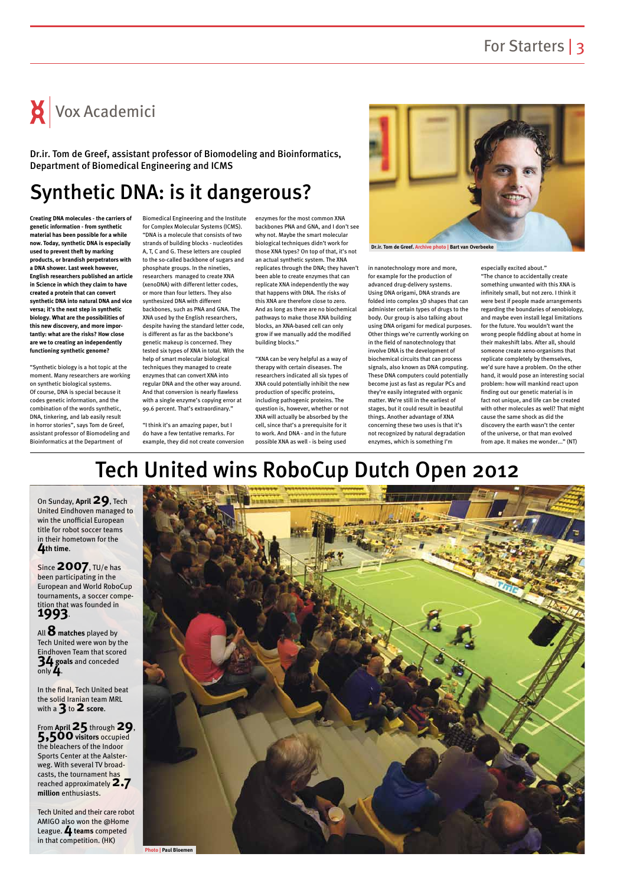# Vox Academici

**Dr.ir. Tom de Greef, assistant professor of Biomodeling and Bioinformatics, Department of Biomedical Engineering and ICMS**

## Synthetic DNA: is it dangerous?

**Creating DNA molecules - the carriers of genetic information - from synthetic material has been possible for a while now. Today, synthetic DNA is especially used to prevent theft by marking products, or brandish perpetrators with a DNA shower. Last week however, English researchers published an article in Science in which they claim to have created a protein that can convert synthetic DNA into natural DNA and vice versa; it's the next step in synthetic biology. What are the possibilities of this new discovery, and more importantly: what are the risks? How close are we to creating an independently functioning synthetic genome?**

"Synthetic biology is a hot topic at the moment. Many researchers are working on synthetic biological systems. Of course, DNA is special because it codes genetic information, and the combination of the words synthetic, DNA, tinkering, and lab easily result in horror stories", says Tom de Greef, assistant professor of Biomodeling and Bioinformatics at the Department of Biomedical Engineering and the Institute for Complex Molecular Systems (ICMS). "DNA is a molecule that consists of two strands of building blocks - nucleotides A, T, C and G. These letters are coupled to the so-called backbone of sugars and phosphate groups. In the nineties, researchers managed to create XNA (xenoDNA) with different letter codes, or more than four letters. They also synthesized DNA with different backbones, such as PNA and GNA. The XNA used by the English researchers, despite having the standard letter code, is different as far as the backbone's genetic makeup is concerned. They tested six types of XNA in total. With the help of smart molecular biological techniques they managed to create enzymes that can convert XNA into regular DNA and the other way around. And that conversion is nearly flawless with a single enzyme's copying error at 99.6 percent. That's extraordinary."

"I think it's an amazing paper, but I do have a few tentative remarks. For example, they did not create conversion enzymes for the most common XNA backbones PNA and GNA, and I don't see why not. Maybe the smart molecular biological techniques didn't work for those XNA types? On top of that, it's not an actual synthetic system. The XNA replicates through the DNA; they haven't been able to create enzymes that can replicate XNA independently the way that happens with DNA. The risks of this XNA are therefore close to zero. And as long as there are no biochemical pathways to make those XNA building blocks, an XNA-based cell can only grow if we manually add the modified building blocks."

"XNA can be very helpful as a way of therapy with certain diseases. The researchers indicated all six types of XNA could potentially inhibit the new production of specific proteins, including pathogenic proteins. The question is, however, whether or not XNA will actually be absorbed by the cell, since that's a prerequisite for it to work. And DNA - and in the future possible XNA as well - is being used in nanotechnology more and more, for example for the production of advanced drug-delivery systems. Using DNA origami, DNA strands are folded into complex 3D shapes that can administer certain types of drugs to the body. Our group is also talking about using DNA origami for medical purposes. Other things we're currently working on in the field of nanotechnology that involve DNA is the development of biochemical circuits that can process signals, also known as DNA computing. These DNA computers could potentially become just as fast as regular PCs and they're easily integrated with organic matter. We're still in the earliest of stages, but it could result in beautiful things. Another advantage of XNA concerning these two uses is that it's not recognized by natural degradation enzymes, which is something I'm especially excited about."

"The chance to accidentally create something unwanted with this XNA is infinitely small, but not zero. I think it were best if people made arrangements regarding the boundaries of xenobiology, and maybe even install legal limitations for the future. You wouldn't want the wrong people fiddling about at home in their makeshift labs. After all, should someone create xeno-organisms that replicate completely by themselves, we'd sure have a problem. On the other hand, it would pose an interesting social problem: how will mankind react upon finding out our genetic material is in fact not unique, and life can be created with other molecules as well? That might cause the same shock as did the discovery the earth wasn't the center of the universe, or that man evolved from ape. It makes me wonder..." (NT)

Dr.ir. Tom de Greef. Archive photo | Bart van Overbeeke

## Tech United wins RoboCup Dutch Open 2012

On Sunday, **April 29**, Tech United Eindhoven managed to win the unofficial European title for robot soccer teams in their hometown for the **4th time**.

Since **2007**, TU/e has been participating in the European and World RoboCup tournaments, a soccer competition that was founded in **1993**.

All **8 matches** played by Tech United were won by the Eindhoven Team that scored **34 goals** and conceded only **4**.

In the final, Tech United beat the solid Iranian team MRL with a **3** to **2 score**.

From **April 25** through **29**, **5,500 visitors** occupied the bleachers of the Indoor Sports Center at the Aalsterweg. With several TV broadcasts, the tournament has reached approximately **2.7 million** enthusiasts.

Tech United and their care robot AMIGO also won the @Home League. **4 teams** competed in that competition. (HK)

Photo | Paul Bloemen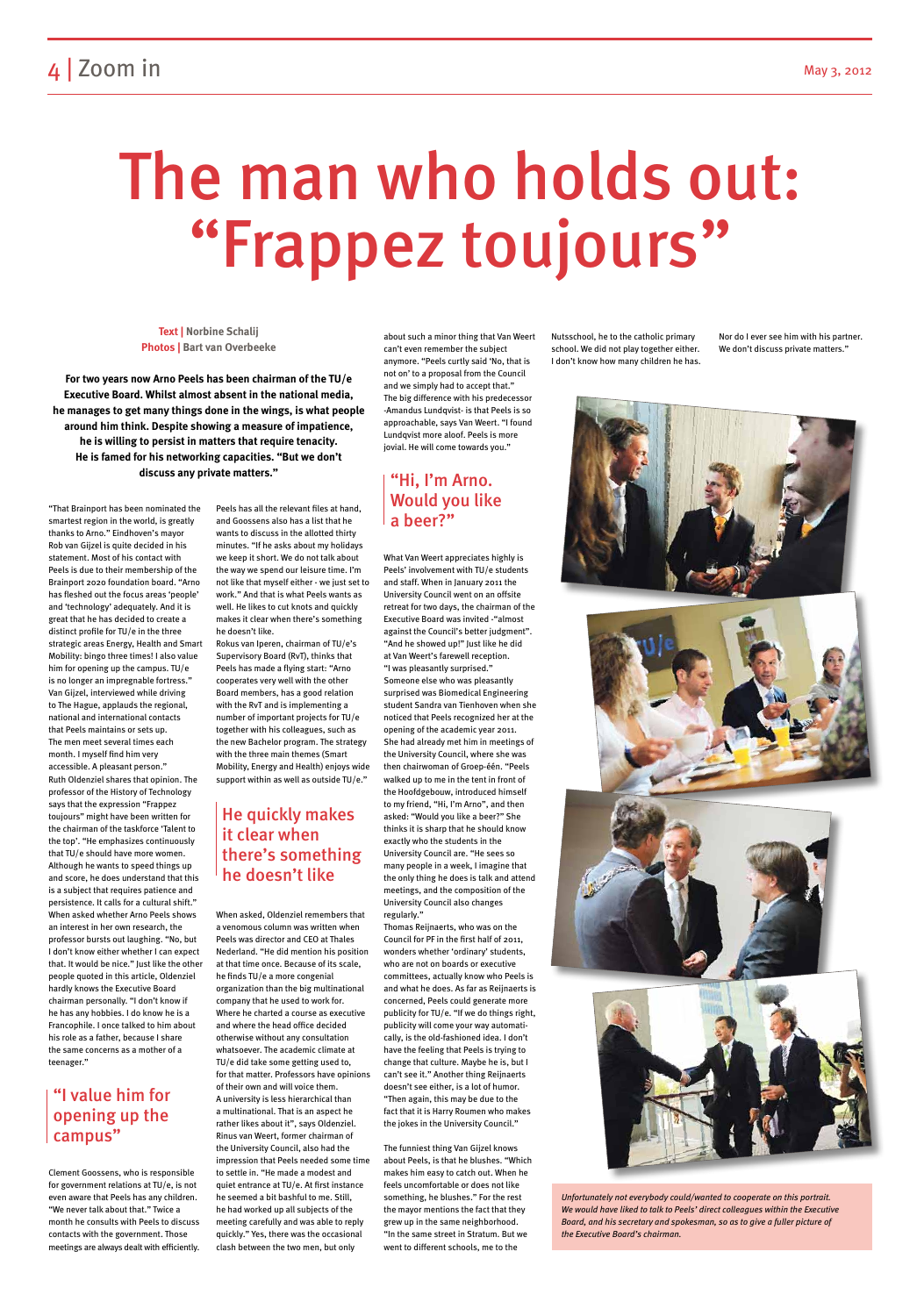# The man who holds out: "Frappez toujours"

**Text | Norbine Schalij**
**Photos | Bart van Overbeeke**

**For two years now Arno Peels has been chairman of the TU/e Executive Board. Whilst almost absent in the national media, he manages to get many things done in the wings, is what people around him think. Despite showing a measure of impatience, he is willing to persist in matters that require tenacity. He is famed for his networking capacities. "But we don't discuss any private matters."**

"That Brainport has been nominated the smartest region in the world, is greatly thanks to Arno." Eindhoven's mayor Rob van Gijzel is quite decided in his statement. Most of his contact with Peels is due to their membership of the Brainport 2020 foundation board. "Arno has fleshed out the focus areas 'people' and 'technology' adequately. And it is great that he has decided to create a distinct profile for TU/e in the three strategic areas Energy, Health and Smart Mobility: bingo three times! I also value him for opening up the campus. TU/e is no longer an impregnable fortress." Van Gijzel, interviewed while driving to The Hague, applauds the regional, national and international contacts that Peels maintains or sets up. The men meet several times each month. I myself find him very accessible. A pleasant person."

Ruth Oldenziel shares that opinion. The professor of the History of Technology says that the expression "Frappez toujours" might have been written for the chairman of the taskforce 'Talent to the top'. "He emphasizes continuously that TU/e should have more women. Although he wants to speed things up and score, he does understand that this is a subject that requires patience and persistence. It calls for a cultural shift." When asked whether Arno Peels shows an interest in her own research, the professor bursts out laughing. "No, but I don't know either whether I can expect that. It would be nice." Just like the other people quoted in this article, Oldenziel hardly knows the Executive Board chairman personally. "I don't know if he has any hobbies. I do know he is a Francophile. I once talked to him about his role as a father, because I share the same concerns as a mother of a teenager."

## "I value him for opening up the campus"

Clement Goossens, who is responsible for government relations at TU/e, is not even aware that Peels has any children. "We never talk about that." Twice a month he consults with Peels to discuss contacts with the government. Those meetings are always dealt with efficiently. Peels has all the relevant files at hand, and Goossens also has a list that he wants to discuss in the allotted thirty minutes. "If he asks about my holidays we keep it short. We do not talk about the way we spend our leisure time. I'm not like that myself either - we just set to work." And that is what Peels wants as well. He likes to cut knots and quickly makes it clear when there's something he doesn't like.

Rokus van Iperen, chairman of TU/e's Supervisory Board (RvT), thinks that Peels has made a flying start: "Arno cooperates very well with the other Board members, has a good relation with the RvT and is implementing a number of important projects for TU/e together with his colleagues, such as the new Bachelor program. The strategy with the three main themes (Smart Mobility, Energy and Health) enjoys wide support within as well as outside TU/e."

## He quickly makes it clear when there's something he doesn't like

When asked, Oldenziel remembers that a venomous column was written when Peels was director and CEO at Thales Nederland. "He did mention his position at that time once. Because of its scale, he finds TU/e a more congenial organization than the big multinational company that he used to work for. Where he charted a course as executive and where the head office decided otherwise without any consultation whatsoever. The academic climate at TU/e did take some getting used to, for that matter. Professors have opinions of their own and will voice them. A university is less hierarchical than a multinational. That is an aspect he rather likes about it", says Oldenziel.

Rinus van Weert, former chairman of the University Council, also had the impression that Peels needed some time to settle in. "He made a modest and quiet entrance at TU/e. At first instance he seemed a bit bashful to me. Still, he had worked up all subjects of the meeting carefully and was able to reply quickly." Yes, there was the occasional clash between the two men, but only about such a minor thing that Van Weert can't even remember the subject anymore. "Peels curtly said 'No, that is not on' to a proposal from the Council and we simply had to accept that." The big difference with his predecessor -Amandus Lundqvist- is that Peels is so approachable, says Van Weert. "I found Lundqvist more aloof. Peels is more jovial. He will come towards you."

## "Hi, I'm Arno. Would you like a beer?"

What Van Weert appreciates highly is Peels' involvement with TU/e students and staff. When in January 2011 the University Council went on an offsite retreat for two days, the chairman of the Executive Board was invited -"almost against the Council's better judgment". "And he showed up!" Just like he did at Van Weert's farewell reception. "I was pleasantly surprised."

Someone else who was pleasantly surprised was Biomedical Engineering student Sandra van Tienhoven when she noticed that Peels recognized her at the opening of the academic year 2011. She had already met him in meetings of the University Council, where she was then chairwoman of Groep-één. "Peels walked up to me in the tent in front of the Hoofdgebouw, introduced himself to my friend, "Hi, I'm Arno", and then asked: "Would you like a beer?" She thinks it is sharp that he should know exactly who the students in the University Council are. "He sees so many people in a week, I imagine that the only thing he does is talk and attend meetings, and the composition of the University Council also changes regularly."

Thomas Reijnaerts, who was on the Council for PF in the first half of 2011, wonders whether 'ordinary' students, who are not on boards or executive committees, actually know who Peels is and what he does. As far as Reijnaerts is concerned, Peels could generate more publicity for TU/e. "If we do things right, publicity will come your way automatically, is the old-fashioned idea. I don't have the feeling that Peels is trying to change that culture. Maybe he is, but I can't see it." Another thing Reijnaerts doesn't see either, is a lot of humor. "Then again, this may be due to the fact that it is Harry Roumen who makes the jokes in the University Council."

The funniest thing Van Gijzel knows about Peels, is that he blushes. "Which makes him easy to catch out. When he feels uncomfortable or does not like something, he blushes." For the rest the mayor mentions the fact that they grew up in the same neighborhood. "In the same street in Stratum. But we went to different schools, me to the Nutsschool, he to the catholic primary school. We did not play together either. I don't know how many children he has. Nor do I ever see him with his partner. We don't discuss private matters."

*Unfortunately not everybody could/wanted to cooperate on this portrait. We would have liked to talk to Peels' direct colleagues within the Executive Board, and his secretary and spokesman, so as to give a fuller picture of the Executive Board's chairman.*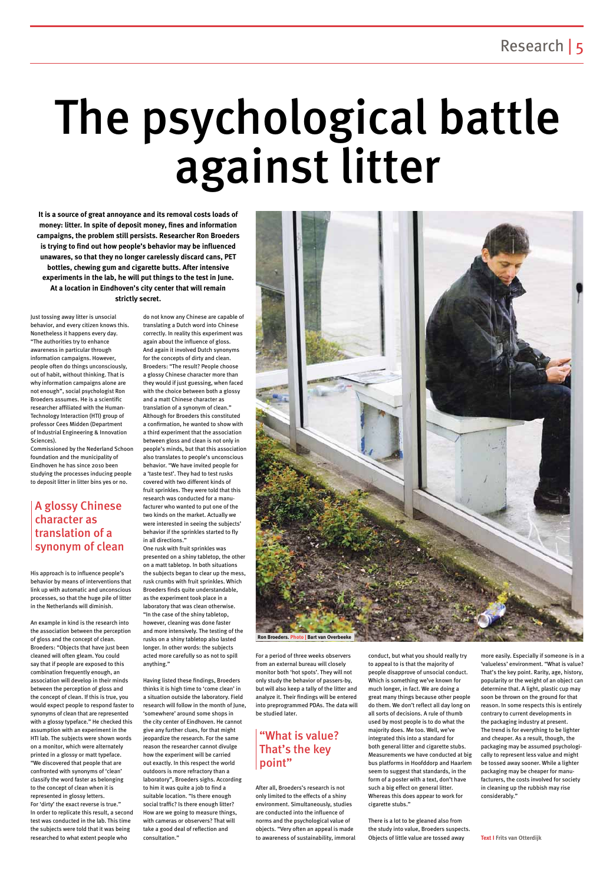# The psychological battle against litter

**It is a source of great annoyance and its removal costs loads of money: litter. In spite of deposit money, fines and information campaigns, the problem still persists. Researcher Ron Broeders is trying to find out how people's behavior may be influenced unawares, so that they no longer carelessly discard cans, PET bottles, chewing gum and cigarette butts. After intensive experiments in the lab, he will put things to the test in June. At a location in Eindhoven's city center that will remain strictly secret.**

Just tossing away litter is unsocial behavior, and every citizen knows this. Nonetheless it happens every day. "The authorities try to enhance awareness in particular through information campaigns. However, people often do things unconsciously, out of habit, without thinking. That is why information campaigns alone are not enough", social psychologist Ron Broeders assumes. He is a scientific researcher affiliated with the Human-Technology Interaction (HTI) group of professor Cees Midden (Department of Industrial Engineering & Innovation Sciences).

Commissioned by the Nederland Schoon foundation and the municipality of Eindhoven he has since 2010 been studying the processes inducing people to deposit litter in litter bins yes or no.

## A glossy Chinese character as translation of a synonym of clean

His approach is to influence people's behavior by means of interventions that link up with automatic and unconscious processes, so that the huge pile of litter in the Netherlands will diminish.

An example in kind is the research into the association between the perception of gloss and the concept of clean. Broeders: "Objects that have just been cleaned will often gleam. You could say that if people are exposed to this combination frequently enough, an association will develop in their minds between the perception of gloss and the concept of clean. If this is true, you would expect people to respond faster to synonyms of clean that are represented with a glossy typeface." He checked this assumption with an experiment in the HTI lab. The subjects were shown words on a monitor, which were alternately printed in a glossy or matt typeface. "We discovered that people that are confronted with synonyms of 'clean' classify the word faster as belonging to the concept of clean when it is represented in glossy letters. For 'dirty' the exact reverse is true."

In order to replicate this result, a second test was conducted in the lab. This time the subjects were told that it was being researched to what extent people who do not know any Chinese are capable of translating a Dutch word into Chinese correctly. In reality this experiment was again about the influence of gloss. And again it involved Dutch synonyms for the concepts of dirty and clean. Broeders: "The result? People choose a glossy Chinese character more than they would if just guessing, when faced with the choice between both a glossy and a matt Chinese character as translation of a synonym of clean."

Although for Broeders this constituted a confirmation, he wanted to show with a third experiment that the association between gloss and clean is not only in people's minds, but that this association also translates to people's unconscious behavior. "We have invited people for a 'taste test'. They had to test rusks covered with two different kinds of fruit sprinkles. They were told that this research was conducted for a manufacturer who wanted to put one of the two kinds on the market. Actually we were interested in seeing the subjects' behavior if the sprinkles started to fly in all directions."

One rusk with fruit sprinkles was presented on a shiny tabletop, the other on a matt tabletop. In both situations the subjects began to clear up the mess, rusk crumbs with fruit sprinkles. Which Broeders finds quite understandable, as the experiment took place in a laboratory that was clean otherwise. "In the case of the shiny tabletop, however, cleaning was done faster and more intensively. The testing of the rusks on a shiny tabletop also lasted longer. In other words: the subjects acted more carefully so as not to spill anything."

Having listed these findings, Broeders thinks it is high time to 'come clean' in a situation outside the laboratory. Field research will follow in the month of June, 'somewhere' around some shops in the city center of Eindhoven. He cannot give any further clues, for that might jeopardize the research. For the same reason the researcher cannot divulge how the experiment will be carried out exactly. In this respect the world outdoors is more refractory than a laboratory", Broeders sighs. According to him it was quite a job to find a suitable location. "Is there enough social traffic? Is there enough litter? How are we going to measure things, with cameras or observers? That will take a good deal of reflection and consultation."

Ron Broeders. Photo | Bart van Overbeeke

For a period of three weeks observers from an external bureau will closely monitor both 'hot spots'. They will not only study the behavior of passers-by, but will also keep a tally of the litter and analyze it. Their findings will be entered into preprogrammed PDAs. The data will be studied later.

## "What is value? That's the key point"

After all, Broeders's research is not only limited to the effects of a shiny environment. Simultaneously, studies are conducted into the influence of norms and the psychological value of objects. "Very often an appeal is made to awareness of sustainability, immoral conduct, but what you should really try to appeal to is that the majority of people disapprove of unsocial conduct. Which is something we've known for much longer, in fact. We are doing a great many things because other people do them. We don't reflect all day long on all sorts of decisions. A rule of thumb used by most people is to do what the majority does. Me too. Well, we've integrated this into a standard for both general litter and cigarette stubs. Measurements we have conducted at big bus platforms in Hoofddorp and Haarlem seem to suggest that standards, in the form of a poster with a text, don't have such a big effect on general litter. Whereas this does appear to work for cigarette stubs."

There is a lot to be gleaned also from the study into value, Broeders suspects. Objects of little value are tossed away more easily. Especially if someone is in a 'valueless' environment. "What is value? That's the key point. Rarity, age, history, popularity or the weight of an object can determine that. A light, plastic cup may soon be thrown on the ground for that reason. In some respects this is entirely contrary to current developments in the packaging industry at present. The trend is for everything to be lighter and cheaper. As a result, though, the packaging may be assumed psychologically to represent less value and might be tossed away sooner. While a lighter packaging may be cheaper for manufacturers, the costs involved for society in cleaning up the rubbish may rise considerably."

Text | Frits van Otterdijk